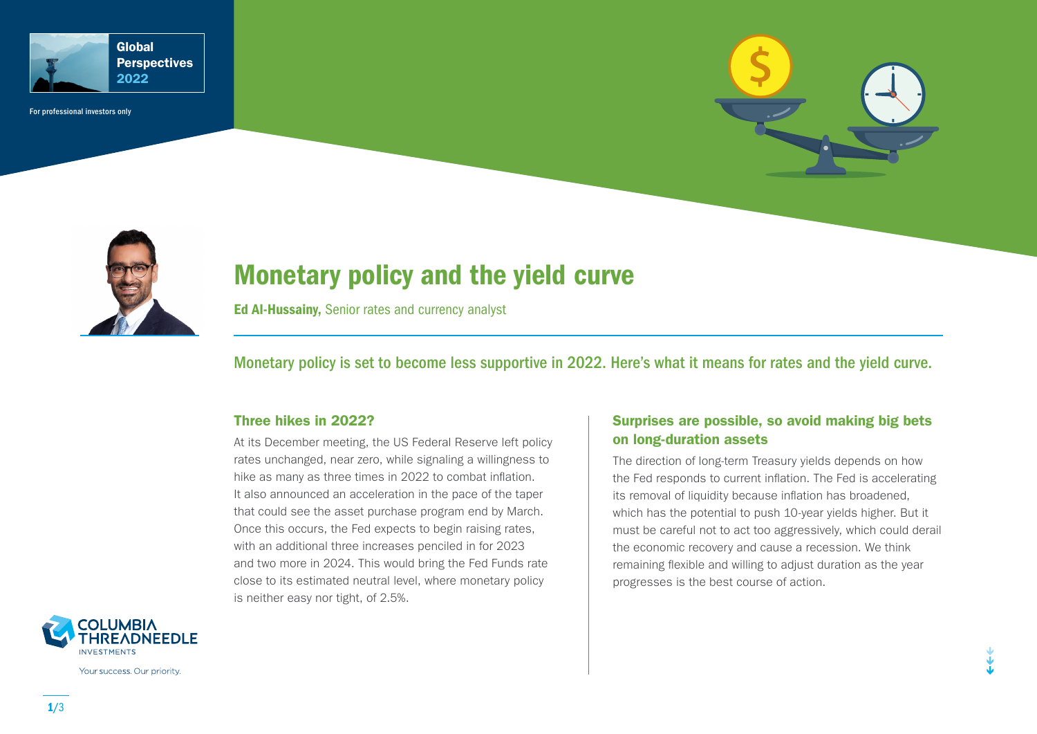Global Perspectives 2022

For professional investors only

# Monetary policy and the yield curve

**Ed Al-Hussainy,** Senior rates and currency analyst

Monetary policy is set to become less supportive in 2022. Here's what it means for rates and the yield curve.

## Three hikes in 2022?

At its December meeting, the US Federal Reserve left policy rates unchanged, near zero, while signaling a willingness to hike as many as three times in 2022 to combat inflation. It also announced an acceleration in the pace of the taper that could see the asset purchase program end by March. Once this occurs, the Fed expects to begin raising rates, with an additional three increases penciled in for 2023 and two more in 2024. This would bring the Fed Funds rate close to its estimated neutral level, where monetary policy is neither easy nor tight, of 2.5%.

## Surprises are possible, so avoid making big bets on long-duration assets

The direction of long-term Treasury yields depends on how the Fed responds to current inflation. The Fed is accelerating its removal of liquidity because inflation has broadened, which has the potential to push 10-year yields higher. But it must be careful not to act too aggressively, which could derail the economic recovery and cause a recession. We think remaining flexible and willing to adjust duration as the year progresses is the best course of action.

COLUMBIA THREADNEEDLE INVESTMENTS

Your success. Our priority.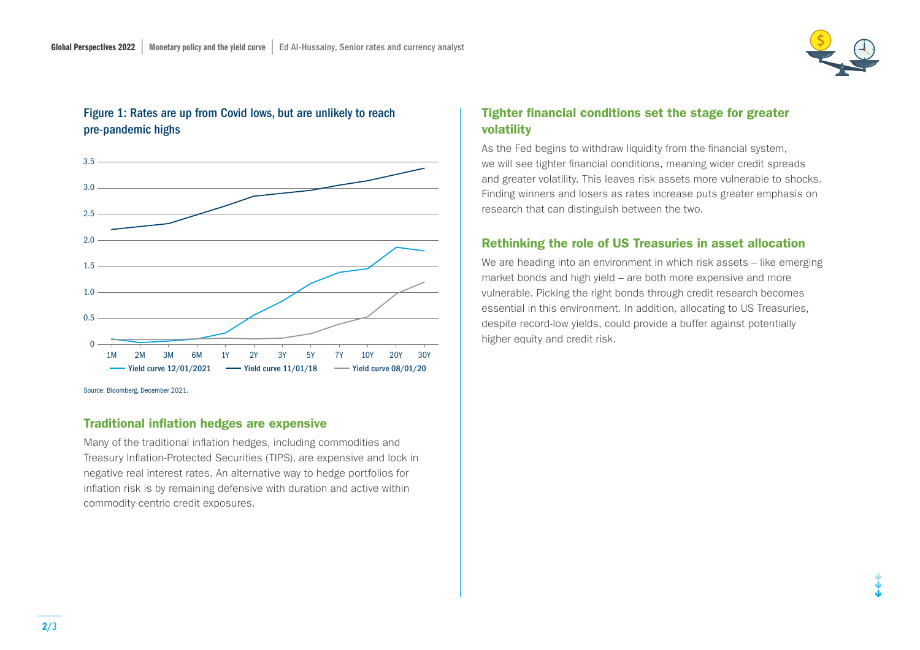Figure 1: Rates are up from Covid lows, but are unlikely to reach pre-pandemic highs

Source: Bloomberg, December 2021.

## Traditional inflation hedges are expensive

Many of the traditional inflation hedges, including commodities and Treasury Inflation-Protected Securities (TIPS), are expensive and lock in negative real interest rates. An alternative way to hedge portfolios for inflation risk is by remaining defensive with duration and active within commodity-centric credit exposures.

## Tighter financial conditions set the stage for greater volatility

As the Fed begins to withdraw liquidity from the financial system, we will see tighter financial conditions, meaning wider credit spreads and greater volatility. This leaves risk assets more vulnerable to shocks. Finding winners and losers as rates increase puts greater emphasis on research that can distinguish between the two.

## Rethinking the role of US Treasuries in asset allocation

We are heading into an environment in which risk assets – like emerging market bonds and high yield – are both more expensive and more vulnerable. Picking the right bonds through credit research becomes essential in this environment. In addition, allocating to US Treasuries, despite record-low yields, could provide a buffer against potentially higher equity and credit risk.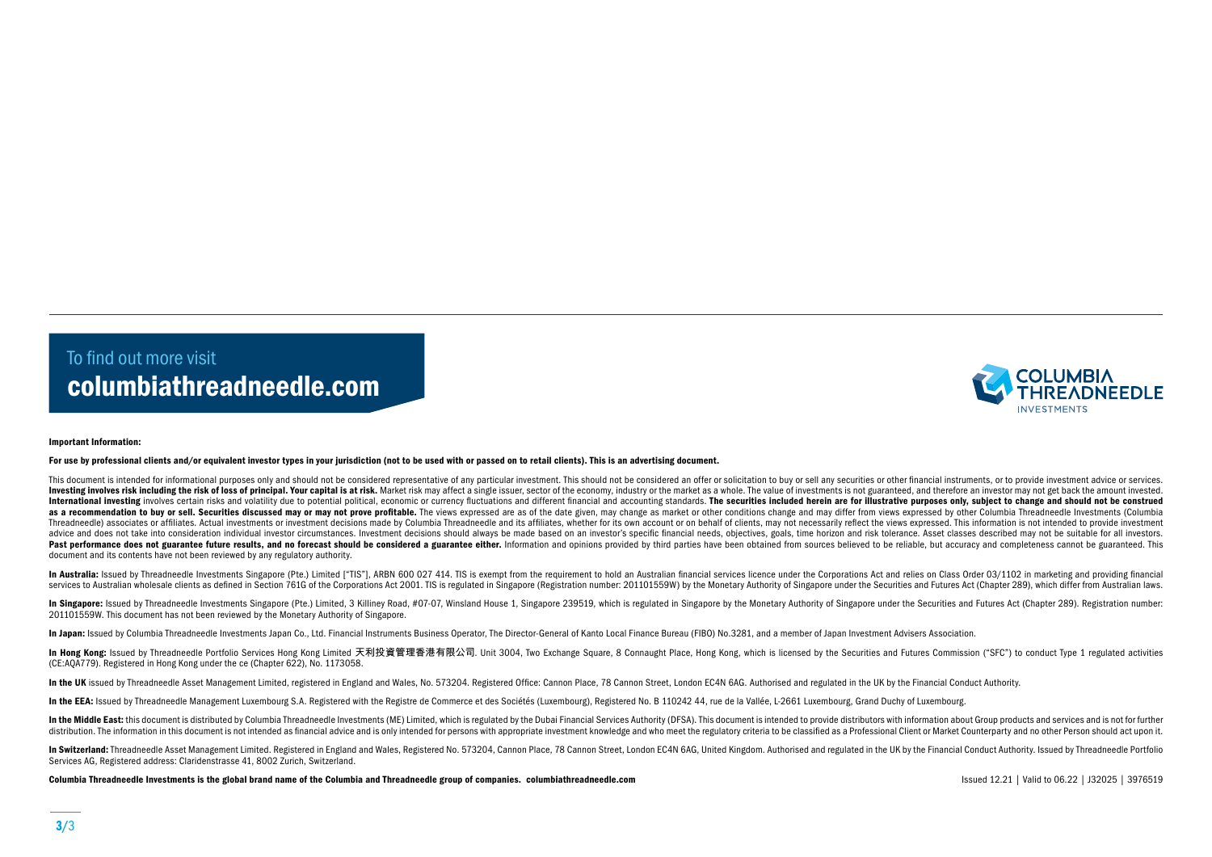To find out more visit

**columbiathreadneedle.com**

COLUMBIA THREADNEEDLE INVESTMENTS

**Important Information:**

**For use by professional clients and/or equivalent investor types in your jurisdiction (not to be used with or passed on to retail clients). This is an advertising document.**

This document is intended for informational purposes only and should not be considered representative of any particular investment. This should not be considered an offer or solicitation to buy or sell any securities or other financial instruments, or to provide investment advice or services. **Investing involves risk including the risk of loss of principal. Your capital is at risk.** Market risk may affect a single issuer, sector of the economy, industry or the market as a whole. The value of investments is not guaranteed, and therefore an investor may not get back the amount invested. **International investing** involves certain risks and volatility due to potential political, economic or currency fluctuations and different financial and accounting standards. **The securities included herein are for illustrative purposes only, subject to change and should not be construed as a recommendation to buy or sell. Securities discussed may or may not prove profitable.** The views expressed are as of the date given, may change as market or other conditions change and may differ from views expressed by other Columbia Threadneedle Investments (Columbia Threadneedle) associates or affiliates. Actual investments or investment decisions made by Columbia Threadneedle and its affiliates, whether for its own account or on behalf of clients, may not necessarily reflect the views expressed. This information is not intended to provide investment advice and does not take into consideration individual investor circumstances. Investment decisions should always be made based on an investor's specific financial needs, objectives, goals, time horizon and risk tolerance. Asset classes described may not be suitable for all investors. **Past performance does not guarantee future results, and no forecast should be considered a guarantee either.** Information and opinions provided by third parties have been obtained from sources believed to be reliable, but accuracy and completeness cannot be guaranteed. This document and its contents have not been reviewed by any regulatory authority.

**In Australia:** Issued by Threadneedle Investments Singapore (Pte.) Limited ["TIS"], ARBN 600 027 414. TIS is exempt from the requirement to hold an Australian financial services licence under the Corporations Act and relies on Class Order 03/1102 in marketing and providing financial services to Australian wholesale clients as defined in Section 761G of the Corporations Act 2001. TIS is regulated in Singapore (Registration number: 201101559W) by the Monetary Authority of Singapore under the Securities and Futures Act (Chapter 289), which differ from Australian laws.

**In Singapore:** Issued by Threadneedle Investments Singapore (Pte.) Limited, 3 Killiney Road, #07-07, Winsland House 1, Singapore 239519, which is regulated in Singapore by the Monetary Authority of Singapore under the Securities and Futures Act (Chapter 289). Registration number: 201101559W. This document has not been reviewed by the Monetary Authority of Singapore.

**In Japan:** Issued by Columbia Threadneedle Investments Japan Co., Ltd. Financial Instruments Business Operator, The Director-General of Kanto Local Finance Bureau (FIBO) No.3281, and a member of Japan Investment Advisers Association.

**In Hong Kong:** Issued by Threadneedle Portfolio Services Hong Kong Limited 天利投資管理香港有限公司. Unit 3004, Two Exchange Square, 8 Connaught Place, Hong Kong, which is licensed by the Securities and Futures Commission ("SFC") to conduct Type 1 regulated activities (CE:AQA779). Registered in Hong Kong under the ce (Chapter 622), No. 1173058.

**In the UK** issued by Threadneedle Asset Management Limited, registered in England and Wales, No. 573204. Registered Office: Cannon Place, 78 Cannon Street, London EC4N 6AG. Authorised and regulated in the UK by the Financial Conduct Authority.

**In the EEA:** Issued by Threadneedle Management Luxembourg S.A. Registered with the Registre de Commerce et des Sociétés (Luxembourg), Registered No. B 110242 44, rue de la Vallée, L-2661 Luxembourg, Grand Duchy of Luxembourg.

**In the Middle East:** this document is distributed by Columbia Threadneedle Investments (ME) Limited, which is regulated by the Dubai Financial Services Authority (DFSA). This document is intended to provide distributors with information about Group products and services and is not for further distribution. The information in this document is not intended as financial advice and is only intended for persons with appropriate investment knowledge and who meet the regulatory criteria to be classified as a Professional Client or Market Counterparty and no other Person should act upon it.

**In Switzerland:** Threadneedle Asset Management Limited. Registered in England and Wales, Registered No. 573204, Cannon Place, 78 Cannon Street, London EC4N 6AG, United Kingdom. Authorised and regulated in the UK by the Financial Conduct Authority. Issued by Threadneedle Portfolio Services AG, Registered address: Claridenstrasse 41, 8002 Zurich, Switzerland.

**Columbia Threadneedle Investments is the global brand name of the Columbia and Threadneedle group of companies. columbiathreadneedle.com**

Issued 12.21 | Valid to 06.22 | J32025 | 3976519